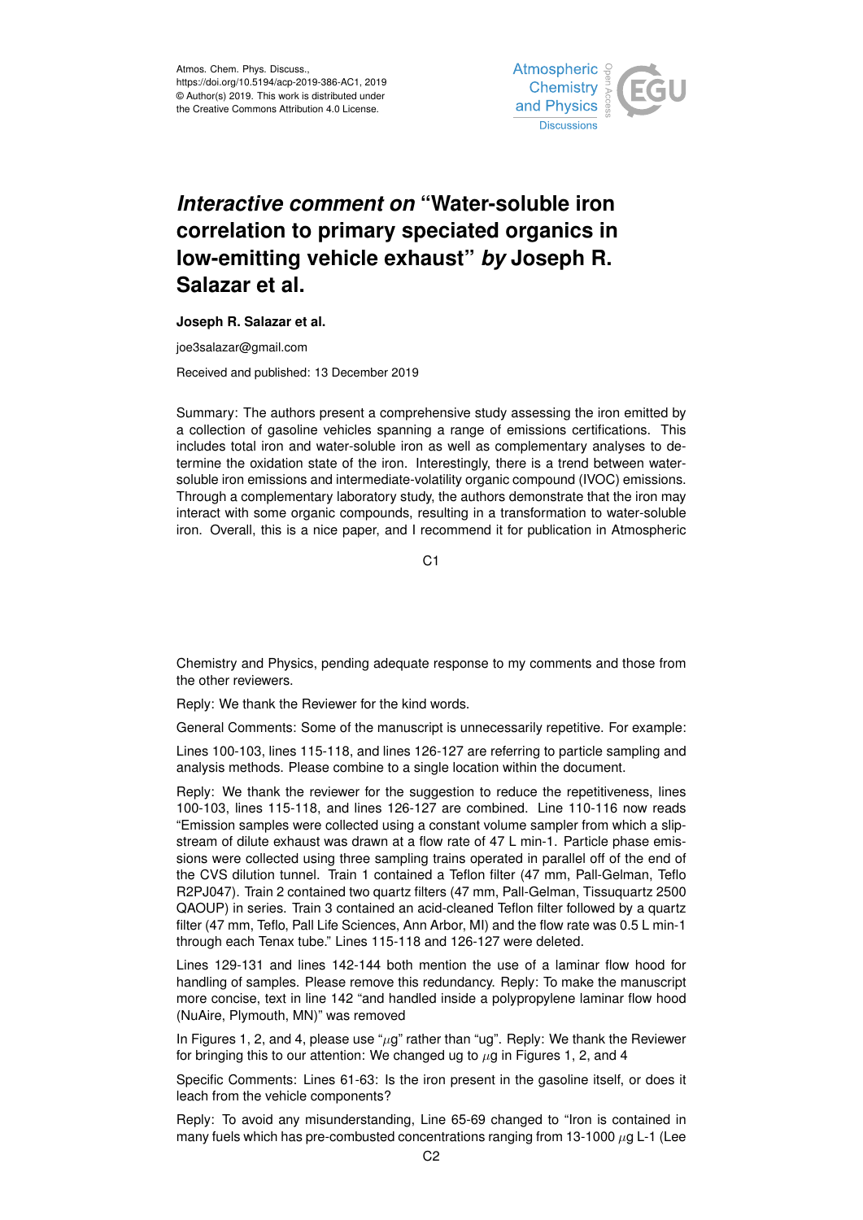# *Interactive comment on* "Water-soluble iron correlation to primary speciated organics in low-emitting vehicle exhaust" *by* Joseph R. Salazar et al.

**Joseph R. Salazar et al.**

joe3salazar@gmail.com

Received and published: 13 December 2019

Summary: The authors present a comprehensive study assessing the iron emitted by a collection of gasoline vehicles spanning a range of emissions certifications. This includes total iron and water-soluble iron as well as complementary analyses to determine the oxidation state of the iron. Interestingly, there is a trend between water-soluble iron emissions and intermediate-volatility organic compound (IVOC) emissions. Through a complementary laboratory study, the authors demonstrate that the iron may interact with some organic compounds, resulting in a transformation to water-soluble iron. Overall, this is a nice paper, and I recommend it for publication in Atmospheric Chemistry and Physics, pending adequate response to my comments and those from the other reviewers.

Reply: We thank the Reviewer for the kind words.

General Comments: Some of the manuscript is unnecessarily repetitive. For example:

Lines 100-103, lines 115-118, and lines 126-127 are referring to particle sampling and analysis methods. Please combine to a single location within the document.

Reply: We thank the reviewer for the suggestion to reduce the repetitiveness, lines 100-103, lines 115-118, and lines 126-127 are combined. Line 110-116 now reads "Emission samples were collected using a constant volume sampler from which a slip-stream of dilute exhaust was drawn at a flow rate of 47 L min-1. Particle phase emissions were collected using three sampling trains operated in parallel off of the end of the CVS dilution tunnel. Train 1 contained a Teflon filter (47 mm, Pall-Gelman, Teflo R2PJ047). Train 2 contained two quartz filters (47 mm, Pall-Gelman, Tissuquartz 2500 QAOUP) in series. Train 3 contained an acid-cleaned Teflon filter followed by a quartz filter (47 mm, Teflo, Pall Life Sciences, Ann Arbor, MI) and the flow rate was 0.5 L min-1 through each Tenax tube." Lines 115-118 and 126-127 were deleted.

Lines 129-131 and lines 142-144 both mention the use of a laminar flow hood for handling of samples. Please remove this redundancy. Reply: To make the manuscript more concise, text in line 142 "and handled inside a polypropylene laminar flow hood (NuAire, Plymouth, MN)" was removed

In Figures 1, 2, and 4, please use "$\mu$g" rather than "ug". Reply: We thank the Reviewer for bringing this to our attention: We changed ug to $\mu$g in Figures 1, 2, and 4

Specific Comments: Lines 61-63: Is the iron present in the gasoline itself, or does it leach from the vehicle components?

Reply: To avoid any misunderstanding, Line 65-69 changed to "Iron is contained in many fuels which has pre-combusted concentrations ranging from 13-1000 $\mu$g L-1 (Lee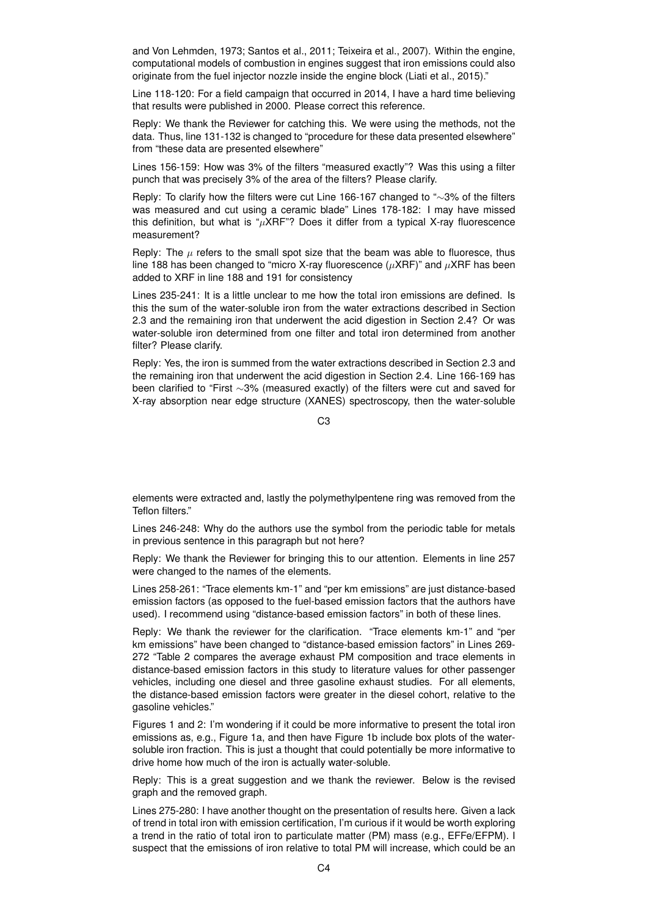and Von Lehmden, 1973; Santos et al., 2011; Teixeira et al., 2007). Within the engine, computational models of combustion in engines suggest that iron emissions could also originate from the fuel injector nozzle inside the engine block (Liati et al., 2015)."

Line 118-120: For a field campaign that occurred in 2014, I have a hard time believing that results were published in 2000. Please correct this reference.

Reply: We thank the Reviewer for catching this. We were using the methods, not the data. Thus, line 131-132 is changed to "procedure for these data presented elsewhere" from "these data are presented elsewhere"

Lines 156-159: How was 3% of the filters "measured exactly"? Was this using a filter punch that was precisely 3% of the area of the filters? Please clarify.

Reply: To clarify how the filters were cut Line 166-167 changed to "∼3% of the filters was measured and cut using a ceramic blade" Lines 178-182: I may have missed this definition, but what is "$\mu$XRF"? Does it differ from a typical X-ray fluorescence measurement?

Reply: The $\mu$ refers to the small spot size that the beam was able to fluoresce, thus line 188 has been changed to "micro X-ray fluorescence ($\mu$XRF)" and $\mu$XRF has been added to XRF in line 188 and 191 for consistency

Lines 235-241: It is a little unclear to me how the total iron emissions are defined. Is this the sum of the water-soluble iron from the water extractions described in Section 2.3 and the remaining iron that underwent the acid digestion in Section 2.4? Or was water-soluble iron determined from one filter and total iron determined from another filter? Please clarify.

Reply: Yes, the iron is summed from the water extractions described in Section 2.3 and the remaining iron that underwent the acid digestion in Section 2.4. Line 166-169 has been clarified to "First ∼3% (measured exactly) of the filters were cut and saved for X-ray absorption near edge structure (XANES) spectroscopy, then the water-soluble elements were extracted and, lastly the polymethylpentene ring was removed from the Teflon filters."

Lines 246-248: Why do the authors use the symbol from the periodic table for metals in previous sentence in this paragraph but not here?

Reply: We thank the Reviewer for bringing this to our attention. Elements in line 257 were changed to the names of the elements.

Lines 258-261: "Trace elements km-1" and "per km emissions" are just distance-based emission factors (as opposed to the fuel-based emission factors that the authors have used). I recommend using "distance-based emission factors" in both of these lines.

Reply: We thank the reviewer for the clarification. "Trace elements km-1" and "per km emissions" have been changed to "distance-based emission factors" in Lines 269-272 "Table 2 compares the average exhaust PM composition and trace elements in distance-based emission factors in this study to literature values for other passenger vehicles, including one diesel and three gasoline exhaust studies. For all elements, the distance-based emission factors were greater in the diesel cohort, relative to the gasoline vehicles."

Figures 1 and 2: I'm wondering if it could be more informative to present the total iron emissions as, e.g., Figure 1a, and then have Figure 1b include box plots of the water-soluble iron fraction. This is just a thought that could potentially be more informative to drive home how much of the iron is actually water-soluble.

Reply: This is a great suggestion and we thank the reviewer. Below is the revised graph and the removed graph.

Lines 275-280: I have another thought on the presentation of results here. Given a lack of trend in total iron with emission certification, I'm curious if it would be worth exploring a trend in the ratio of total iron to particulate matter (PM) mass (e.g., $EF_{Fe}/EF_{PM}$). I suspect that the emissions of iron relative to total PM will increase, which could be an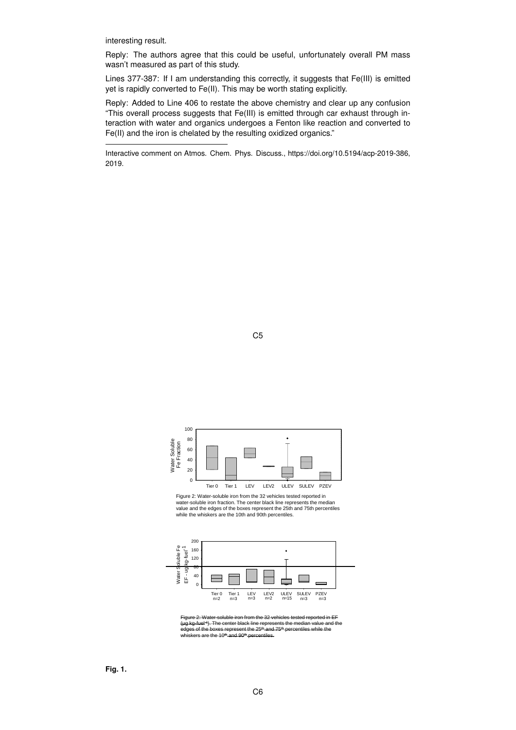interesting result.

Reply: The authors agree that this could be useful, unfortunately overall PM mass wasn't measured as part of this study.

Lines 377-387: If I am understanding this correctly, it suggests that Fe(III) is emitted yet is rapidly converted to Fe(II). This may be worth stating explicitly.

Reply: Added to Line 406 to restate the above chemistry and clear up any confusion "This overall process suggests that Fe(III) is emitted through car exhaust through interaction with water and organics undergoes a Fenton like reaction and converted to Fe(II) and the iron is chelated by the resulting oxidized organics."

---

Interactive comment on Atmos. Chem. Phys. Discuss., https://doi.org/10.5194/acp-2019-386, 2019.

Water Soluble Fe Fraction

100
80
60
40
20
0

Tier 0 Tier 1 LEV LEV2 ULEV SULEV PZEV

Figure 2: Water-soluble iron from the 32 vehicles tested reported in water-soluble iron fraction. The center black line represents the median value and the edges of the boxes represent the 25th and 75th percentiles while the whiskers are the 10th and 90th percentiles.

Water Soluble Fe EF - ug kg-fuel$^{-1}$

200
160
120
80
40
0

Tier 0 n=2 Tier 1 n=3 LEV n=3 LEV2 n=2 ULEV n=15 SULEV n=3 PZEV n=3

~~Figure 2: Water-soluble iron from the 32 vehicles tested reported in EF (μg kg-fuel$^{-1}$). The center black line represents the median value and the edges of the boxes represent the 25$^{th}$ and 75$^{th}$ percentiles while the whiskers are the 10$^{th}$ and 90$^{th}$ percentiles.~~

**Fig. 1.**